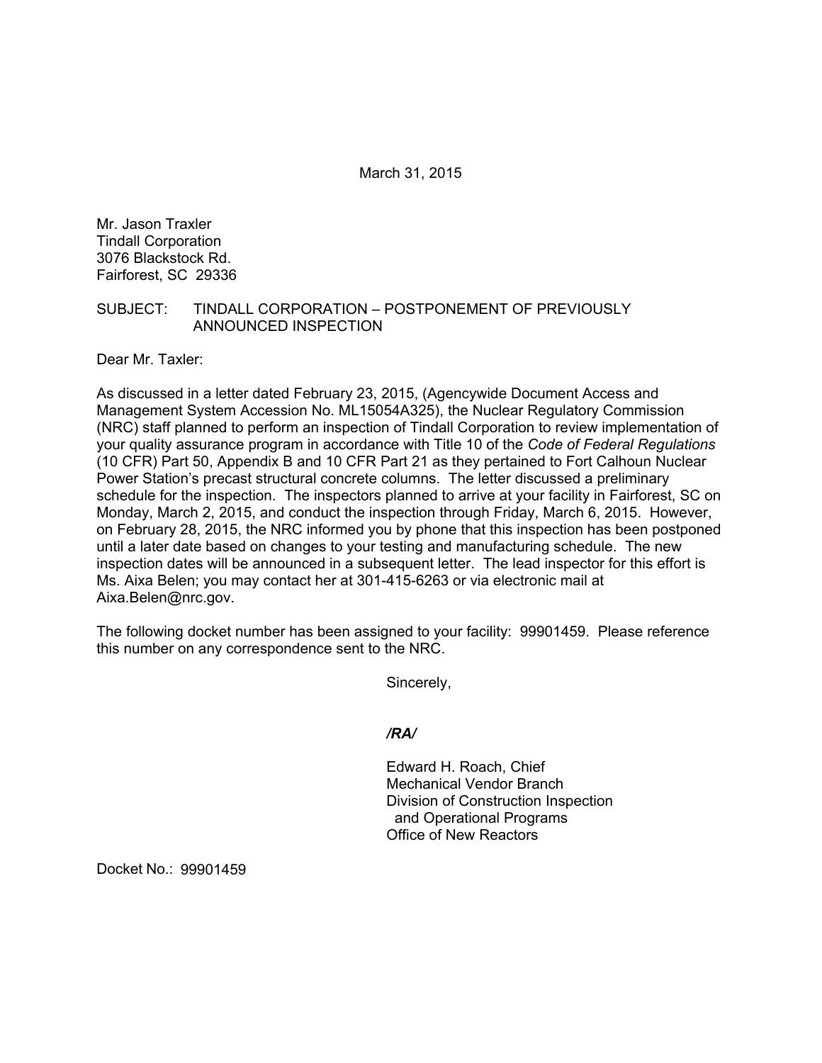March 31, 2015

Mr. Jason Traxler
Tindall Corporation
3076 Blackstock Rd.
Fairforest, SC 29336

SUBJECT: TINDALL CORPORATION – POSTPONEMENT OF PREVIOUSLY ANNOUNCED INSPECTION

Dear Mr. Taxler:

As discussed in a letter dated February 23, 2015, (Agencywide Document Access and Management System Accession No. ML15054A325), the Nuclear Regulatory Commission (NRC) staff planned to perform an inspection of Tindall Corporation to review implementation of your quality assurance program in accordance with Title 10 of the *Code of Federal Regulations* (10 CFR) Part 50, Appendix B and 10 CFR Part 21 as they pertained to Fort Calhoun Nuclear Power Station's precast structural concrete columns. The letter discussed a preliminary schedule for the inspection. The inspectors planned to arrive at your facility in Fairforest, SC on Monday, March 2, 2015, and conduct the inspection through Friday, March 6, 2015. However, on February 28, 2015, the NRC informed you by phone that this inspection has been postponed until a later date based on changes to your testing and manufacturing schedule. The new inspection dates will be announced in a subsequent letter. The lead inspector for this effort is Ms. Aixa Belen; you may contact her at 301-415-6263 or via electronic mail at Aixa.Belen@nrc.gov.

The following docket number has been assigned to your facility: 99901459. Please reference this number on any correspondence sent to the NRC.

Sincerely,

***/RA/***

Edward H. Roach, Chief
Mechanical Vendor Branch
Division of Construction Inspection and Operational Programs
Office of New Reactors

Docket No.: 99901459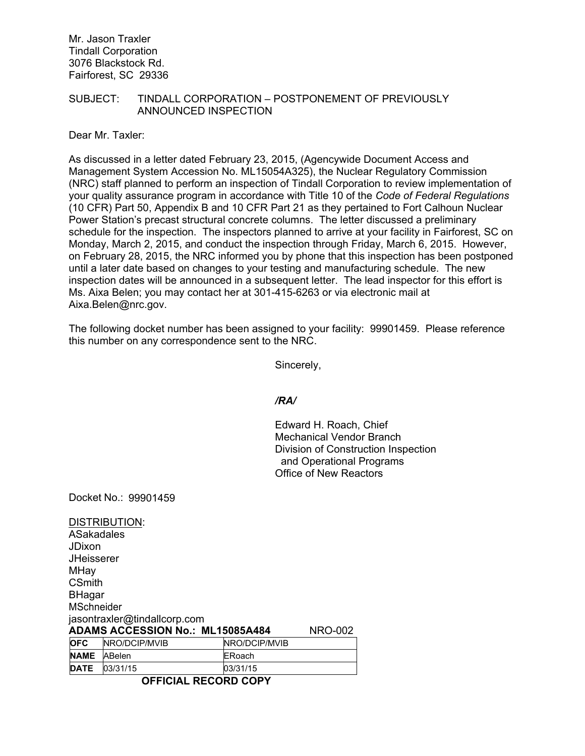Mr. Jason Traxler
Tindall Corporation
3076 Blackstock Rd.
Fairforest, SC 29336

SUBJECT: TINDALL CORPORATION – POSTPONEMENT OF PREVIOUSLY ANNOUNCED INSPECTION

Dear Mr. Taxler:

As discussed in a letter dated February 23, 2015, (Agencywide Document Access and Management System Accession No. ML15054A325), the Nuclear Regulatory Commission (NRC) staff planned to perform an inspection of Tindall Corporation to review implementation of your quality assurance program in accordance with Title 10 of the *Code of Federal Regulations* (10 CFR) Part 50, Appendix B and 10 CFR Part 21 as they pertained to Fort Calhoun Nuclear Power Station's precast structural concrete columns. The letter discussed a preliminary schedule for the inspection. The inspectors planned to arrive at your facility in Fairforest, SC on Monday, March 2, 2015, and conduct the inspection through Friday, March 6, 2015. However, on February 28, 2015, the NRC informed you by phone that this inspection has been postponed until a later date based on changes to your testing and manufacturing schedule. The new inspection dates will be announced in a subsequent letter. The lead inspector for this effort is Ms. Aixa Belen; you may contact her at 301-415-6263 or via electronic mail at Aixa.Belen@nrc.gov.

The following docket number has been assigned to your facility: 99901459. Please reference this number on any correspondence sent to the NRC.

Sincerely,

***/RA/***

Edward H. Roach, Chief
Mechanical Vendor Branch
Division of Construction Inspection
and Operational Programs
Office of New Reactors

Docket No.: 99901459

DISTRIBUTION:
ASakadales
JDixon
JHeisserer
MHay
CSmith
BHagar
MSchneider
jasontraxler@tindallcorp.com

**ADAMS ACCESSION No.: ML15085A484** NRO-002

| | | |
|---|---|---|
| **OFC** | NRO/DCIP/MVIB | NRO/DCIP/MVIB |
| **NAME** | ABelen | ERoach |
| **DATE** | 03/31/15 | 03/31/15 |

**OFFICIAL RECORD COPY**